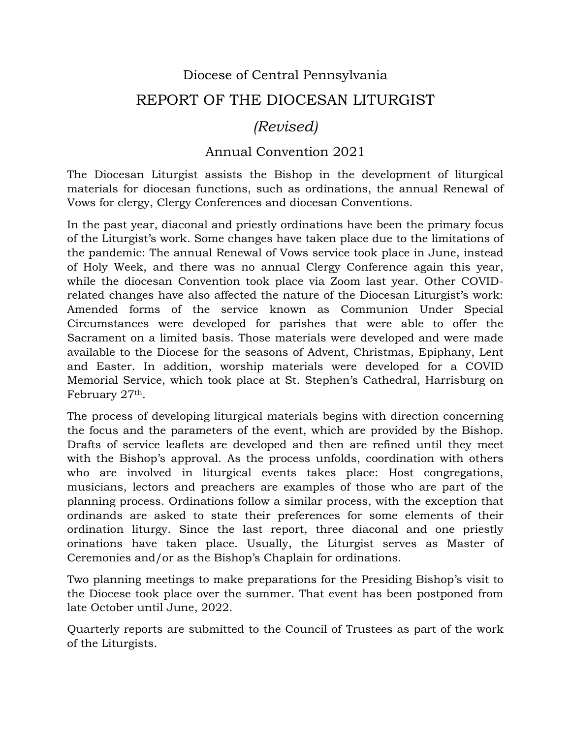# Diocese of Central Pennsylvania

# REPORT OF THE DIOCESAN LITURGIST

## *(Revised)*

## Annual Convention 2021

The Diocesan Liturgist assists the Bishop in the development of liturgical materials for diocesan functions, such as ordinations, the annual Renewal of Vows for clergy, Clergy Conferences and diocesan Conventions.

In the past year, diaconal and priestly ordinations have been the primary focus of the Liturgist's work. Some changes have taken place due to the limitations of the pandemic: The annual Renewal of Vows service took place in June, instead of Holy Week, and there was no annual Clergy Conference again this year, while the diocesan Convention took place via Zoom last year. Other COVID-related changes have also affected the nature of the Diocesan Liturgist's work: Amended forms of the service known as Communion Under Special Circumstances were developed for parishes that were able to offer the Sacrament on a limited basis. Those materials were developed and were made available to the Diocese for the seasons of Advent, Christmas, Epiphany, Lent and Easter. In addition, worship materials were developed for a COVID Memorial Service, which took place at St. Stephen's Cathedral, Harrisburg on February 27th.

The process of developing liturgical materials begins with direction concerning the focus and the parameters of the event, which are provided by the Bishop. Drafts of service leaflets are developed and then are refined until they meet with the Bishop's approval. As the process unfolds, coordination with others who are involved in liturgical events takes place: Host congregations, musicians, lectors and preachers are examples of those who are part of the planning process. Ordinations follow a similar process, with the exception that ordinands are asked to state their preferences for some elements of their ordination liturgy. Since the last report, three diaconal and one priestly orinations have taken place. Usually, the Liturgist serves as Master of Ceremonies and/or as the Bishop's Chaplain for ordinations.

Two planning meetings to make preparations for the Presiding Bishop's visit to the Diocese took place over the summer. That event has been postponed from late October until June, 2022.

Quarterly reports are submitted to the Council of Trustees as part of the work of the Liturgists.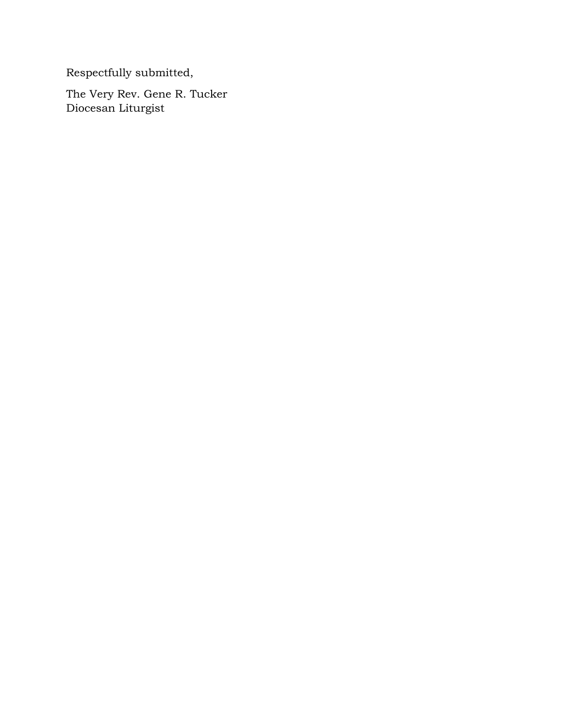Respectfully submitted,

The Very Rev. Gene R. Tucker
Diocesan Liturgist